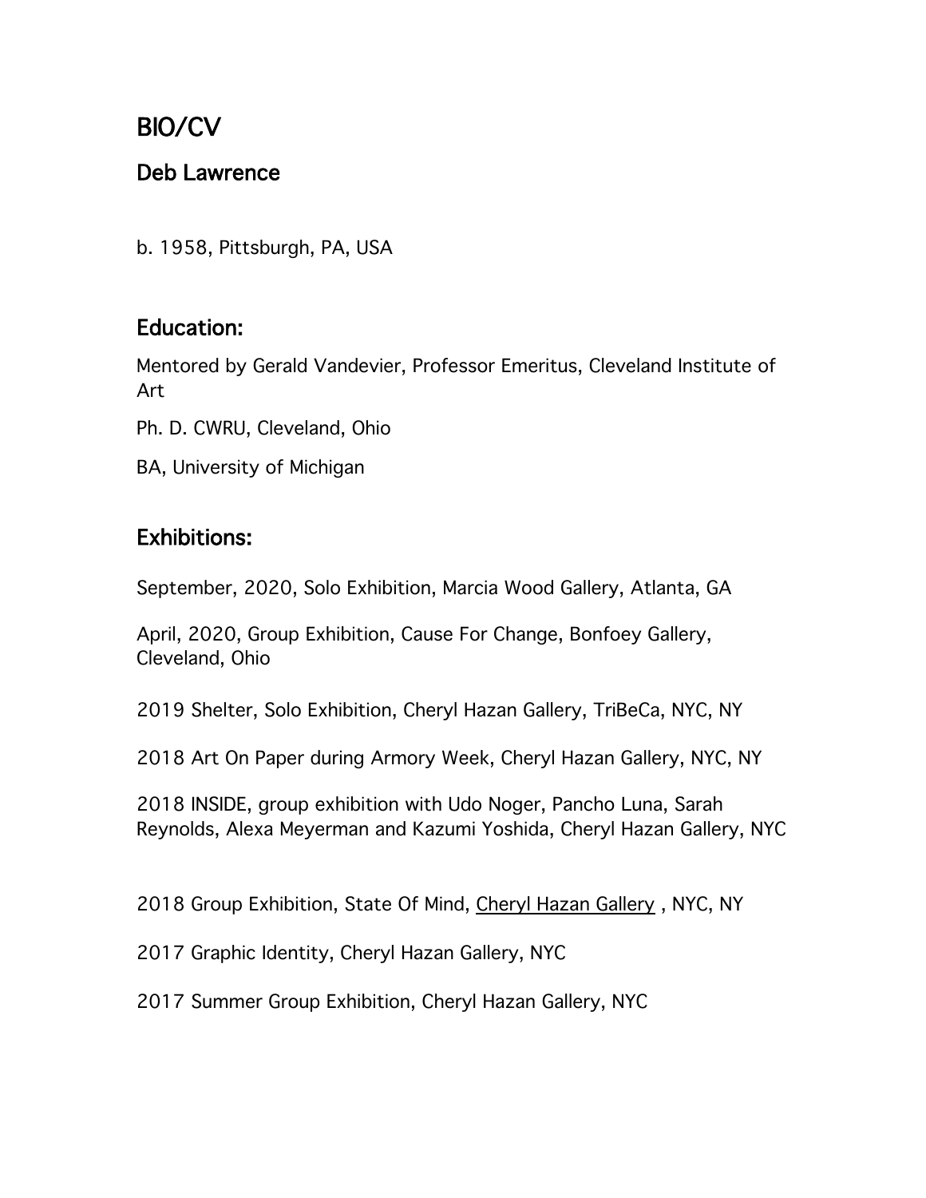# BIO/CV

## Deb Lawrence

b. 1958, Pittsburgh, PA, USA

## Education:

Mentored by Gerald Vandevier, Professor Emeritus, Cleveland Institute of Art

Ph. D. CWRU, Cleveland, Ohio

BA, University of Michigan

## Exhibitions:

September, 2020, Solo Exhibition, Marcia Wood Gallery, Atlanta, GA

April, 2020, Group Exhibition, Cause For Change, Bonfoey Gallery, Cleveland, Ohio

2019 Shelter, Solo Exhibition, Cheryl Hazan Gallery, TriBeCa, NYC, NY

2018 Art On Paper during Armory Week, Cheryl Hazan Gallery, NYC, NY

2018 INSIDE, group exhibition with Udo Noger, Pancho Luna, Sarah Reynolds, Alexa Meyerman and Kazumi Yoshida, Cheryl Hazan Gallery, NYC

2018 Group Exhibition, State Of Mind, Cheryl Hazan Gallery , NYC, NY

2017 Graphic Identity, Cheryl Hazan Gallery, NYC

2017 Summer Group Exhibition, Cheryl Hazan Gallery, NYC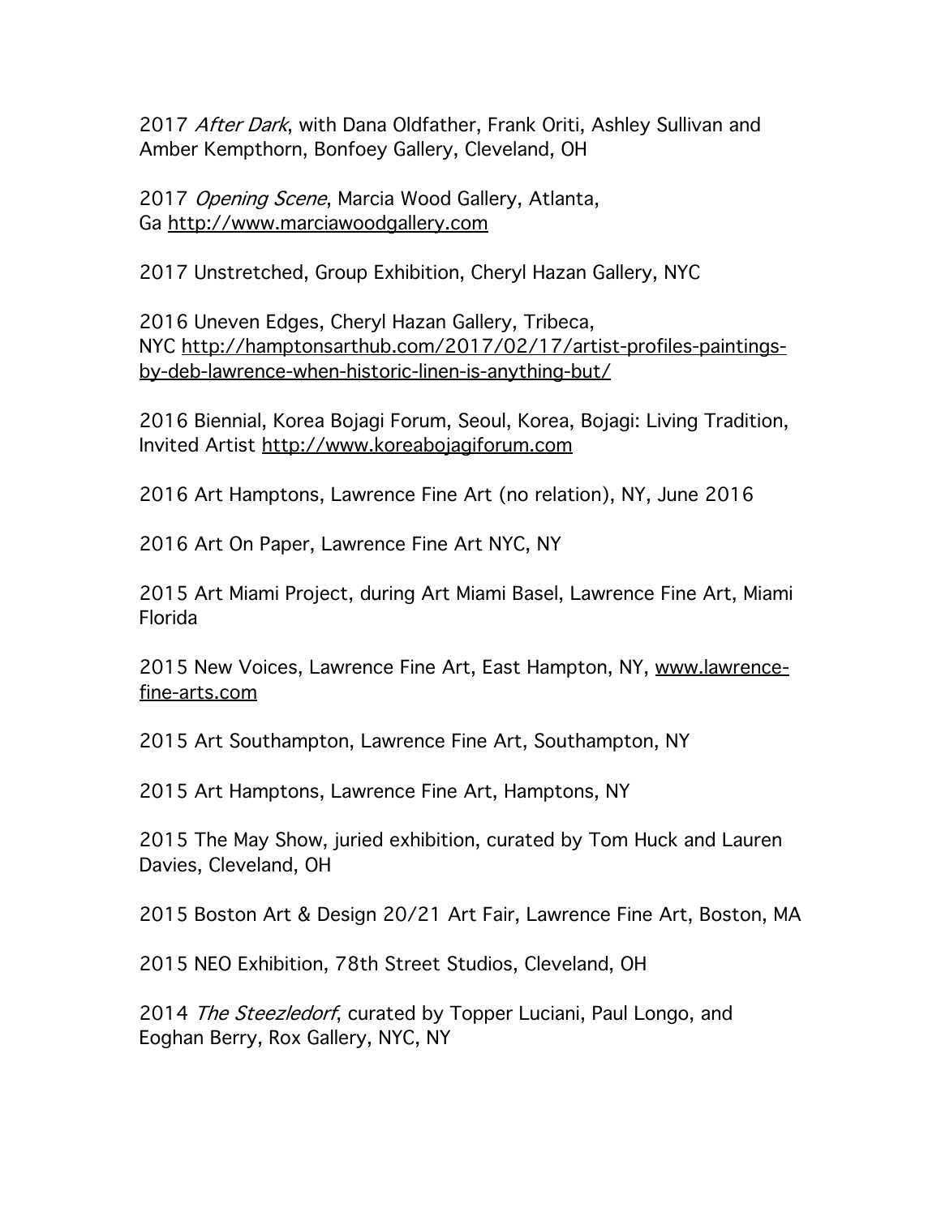2017 *After Dark*, with Dana Oldfather, Frank Oriti, Ashley Sullivan and Amber Kempthorn, Bonfoey Gallery, Cleveland, OH

2017 *Opening Scene*, Marcia Wood Gallery, Atlanta, Ga http://www.marciawoodgallery.com

2017 Unstretched, Group Exhibition, Cheryl Hazan Gallery, NYC

2016 Uneven Edges, Cheryl Hazan Gallery, Tribeca, NYC http://hamptonsarthub.com/2017/02/17/artist-profiles-paintings-by-deb-lawrence-when-historic-linen-is-anything-but/

2016 Biennial, Korea Bojagi Forum, Seoul, Korea, Bojagi: Living Tradition, Invited Artist http://www.koreabojagiforum.com

2016 Art Hamptons, Lawrence Fine Art (no relation), NY, June 2016

2016 Art On Paper, Lawrence Fine Art NYC, NY

2015 Art Miami Project, during Art Miami Basel, Lawrence Fine Art, Miami Florida

2015 New Voices, Lawrence Fine Art, East Hampton, NY, www.lawrence-fine-arts.com

2015 Art Southampton, Lawrence Fine Art, Southampton, NY

2015 Art Hamptons, Lawrence Fine Art, Hamptons, NY

2015 The May Show, juried exhibition, curated by Tom Huck and Lauren Davies, Cleveland, OH

2015 Boston Art & Design 20/21 Art Fair, Lawrence Fine Art, Boston, MA

2015 NEO Exhibition, 78th Street Studios, Cleveland, OH

2014 *The Steezledorf*, curated by Topper Luciani, Paul Longo, and Eoghan Berry, Rox Gallery, NYC, NY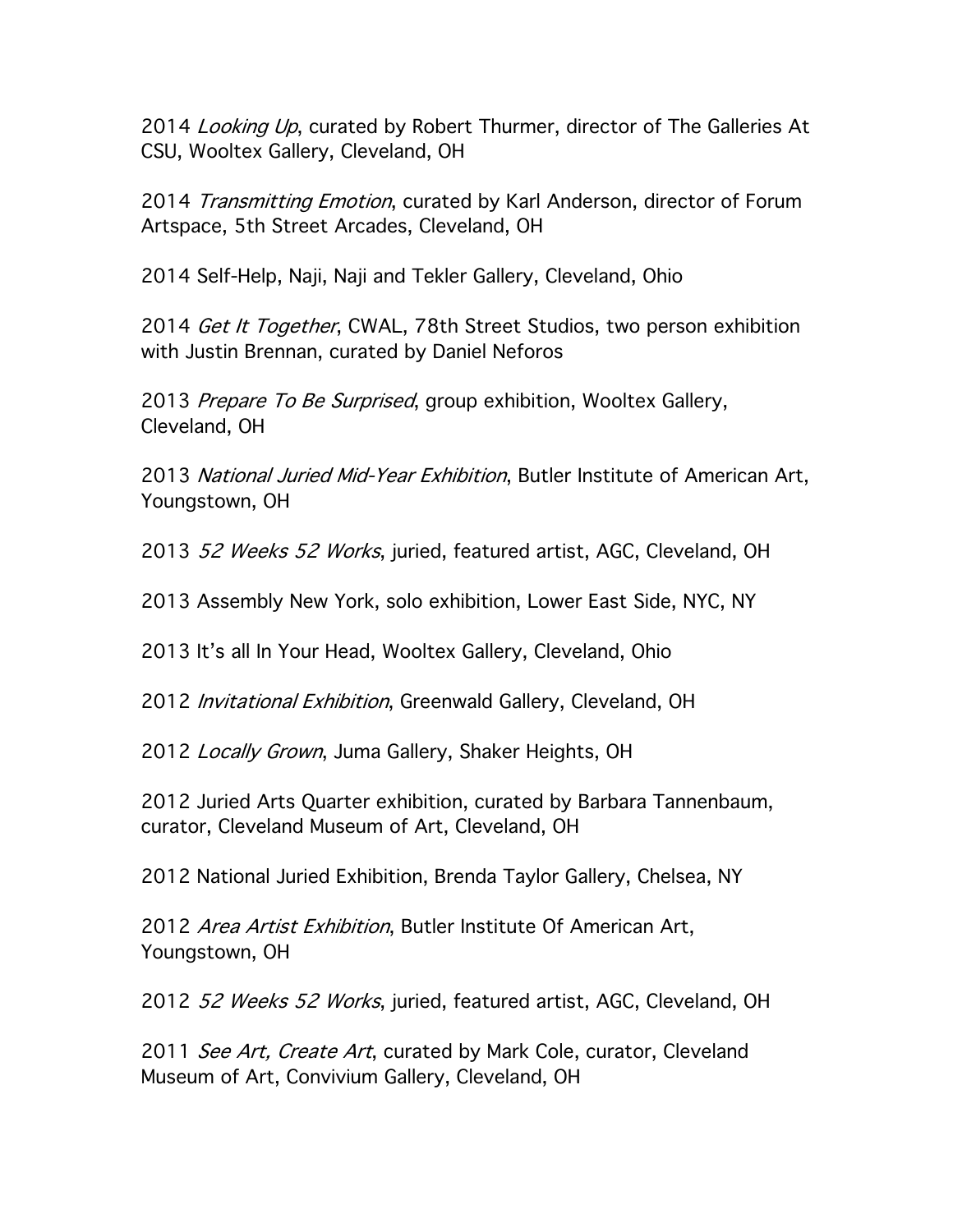2014 *Looking Up*, curated by Robert Thurmer, director of The Galleries At CSU, Wooltex Gallery, Cleveland, OH

2014 *Transmitting Emotion*, curated by Karl Anderson, director of Forum Artspace, 5th Street Arcades, Cleveland, OH

2014 Self-Help, Naji, Naji and Tekler Gallery, Cleveland, Ohio

2014 *Get It Together*, CWAL, 78th Street Studios, two person exhibition with Justin Brennan, curated by Daniel Neforos

2013 *Prepare To Be Surprised*, group exhibition, Wooltex Gallery, Cleveland, OH

2013 *National Juried Mid-Year Exhibition*, Butler Institute of American Art, Youngstown, OH

2013 *52 Weeks 52 Works*, juried, featured artist, AGC, Cleveland, OH

2013 Assembly New York, solo exhibition, Lower East Side, NYC, NY

2013 It's all In Your Head, Wooltex Gallery, Cleveland, Ohio

2012 *Invitational Exhibition*, Greenwald Gallery, Cleveland, OH

2012 *Locally Grown*, Juma Gallery, Shaker Heights, OH

2012 Juried Arts Quarter exhibition, curated by Barbara Tannenbaum, curator, Cleveland Museum of Art, Cleveland, OH

2012 National Juried Exhibition, Brenda Taylor Gallery, Chelsea, NY

2012 *Area Artist Exhibition*, Butler Institute Of American Art, Youngstown, OH

2012 *52 Weeks 52 Works*, juried, featured artist, AGC, Cleveland, OH

2011 *See Art, Create Art*, curated by Mark Cole, curator, Cleveland Museum of Art, Convivium Gallery, Cleveland, OH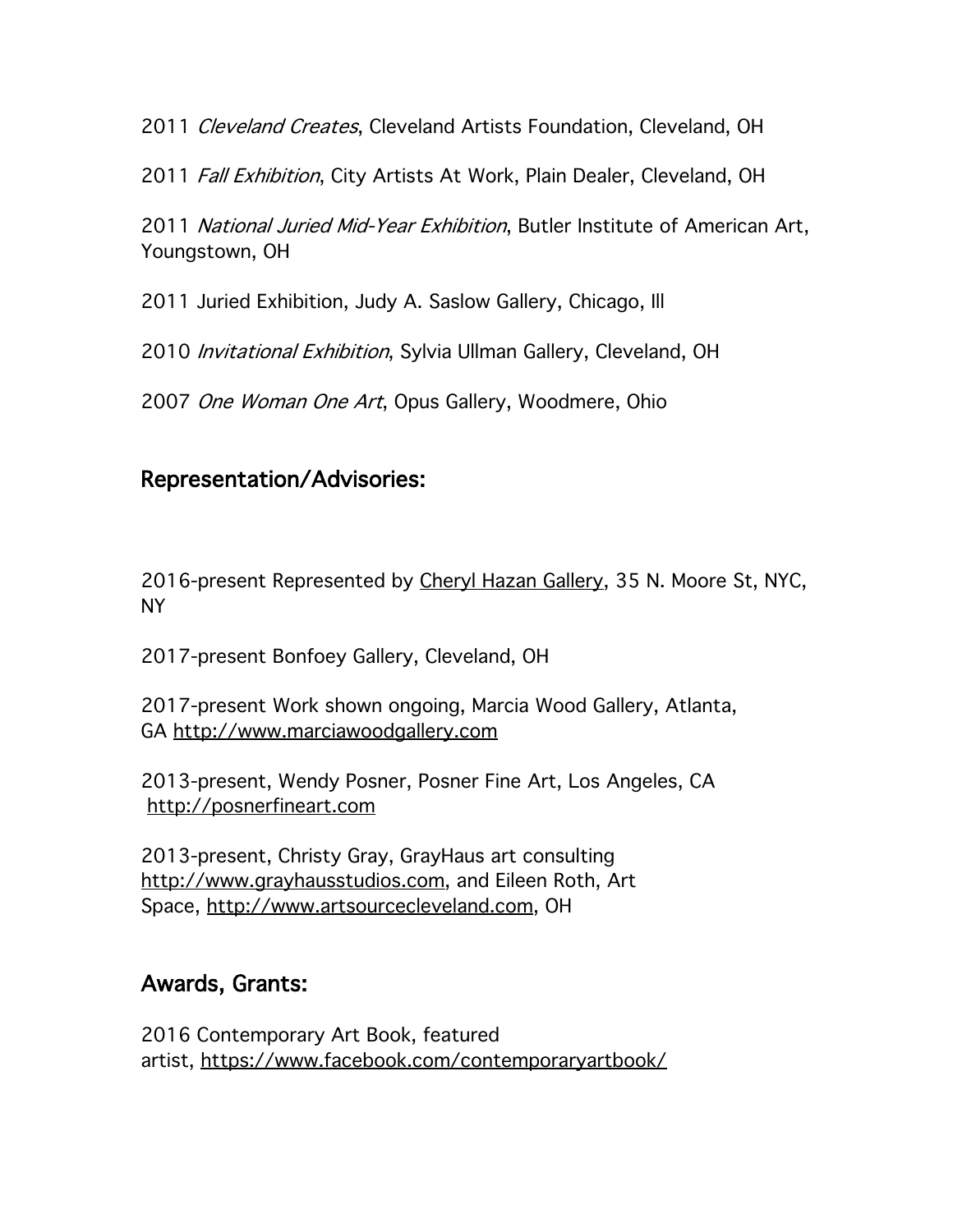2011 *Cleveland Creates*, Cleveland Artists Foundation, Cleveland, OH

2011 *Fall Exhibition*, City Artists At Work, Plain Dealer, Cleveland, OH

2011 *National Juried Mid-Year Exhibition*, Butler Institute of American Art, Youngstown, OH

2011 Juried Exhibition, Judy A. Saslow Gallery, Chicago, Ill

2010 *Invitational Exhibition*, Sylvia Ullman Gallery, Cleveland, OH

2007 *One Woman One Art*, Opus Gallery, Woodmere, Ohio

## Representation/Advisories:

2016-present Represented by Cheryl Hazan Gallery, 35 N. Moore St, NYC, NY

2017-present Bonfoey Gallery, Cleveland, OH

2017-present Work shown ongoing, Marcia Wood Gallery, Atlanta, GA http://www.marciawoodgallery.com

2013-present, Wendy Posner, Posner Fine Art, Los Angeles, CA http://posnerfineart.com

2013-present, Christy Gray, GrayHaus art consulting http://www.grayhausstudios.com, and Eileen Roth, Art Space, http://www.artsourcecleveland.com, OH

## Awards, Grants:

2016 Contemporary Art Book, featured artist, https://www.facebook.com/contemporaryartbook/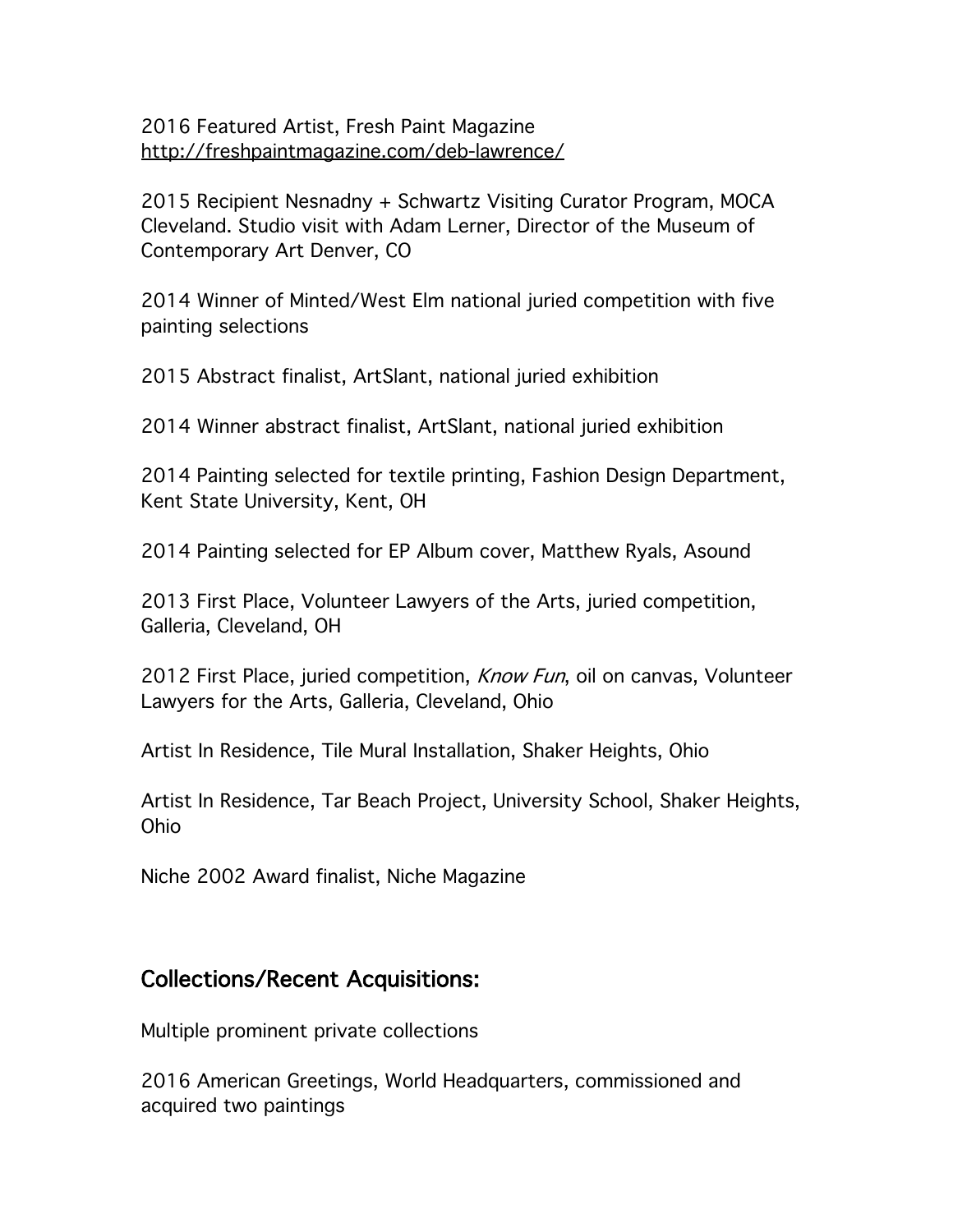2016 Featured Artist, Fresh Paint Magazine
http://freshpaintmagazine.com/deb-lawrence/

2015 Recipient Nesnadny + Schwartz Visiting Curator Program, MOCA Cleveland. Studio visit with Adam Lerner, Director of the Museum of Contemporary Art Denver, CO

2014 Winner of Minted/West Elm national juried competition with five painting selections

2015 Abstract finalist, ArtSlant, national juried exhibition

2014 Winner abstract finalist, ArtSlant, national juried exhibition

2014 Painting selected for textile printing, Fashion Design Department, Kent State University, Kent, OH

2014 Painting selected for EP Album cover, Matthew Ryals, Asound

2013 First Place, Volunteer Lawyers of the Arts, juried competition, Galleria, Cleveland, OH

2012 First Place, juried competition, *Know Fun*, oil on canvas, Volunteer Lawyers for the Arts, Galleria, Cleveland, Ohio

Artist In Residence, Tile Mural Installation, Shaker Heights, Ohio

Artist In Residence, Tar Beach Project, University School, Shaker Heights, Ohio

Niche 2002 Award finalist, Niche Magazine

## Collections/Recent Acquisitions:

Multiple prominent private collections

2016 American Greetings, World Headquarters, commissioned and acquired two paintings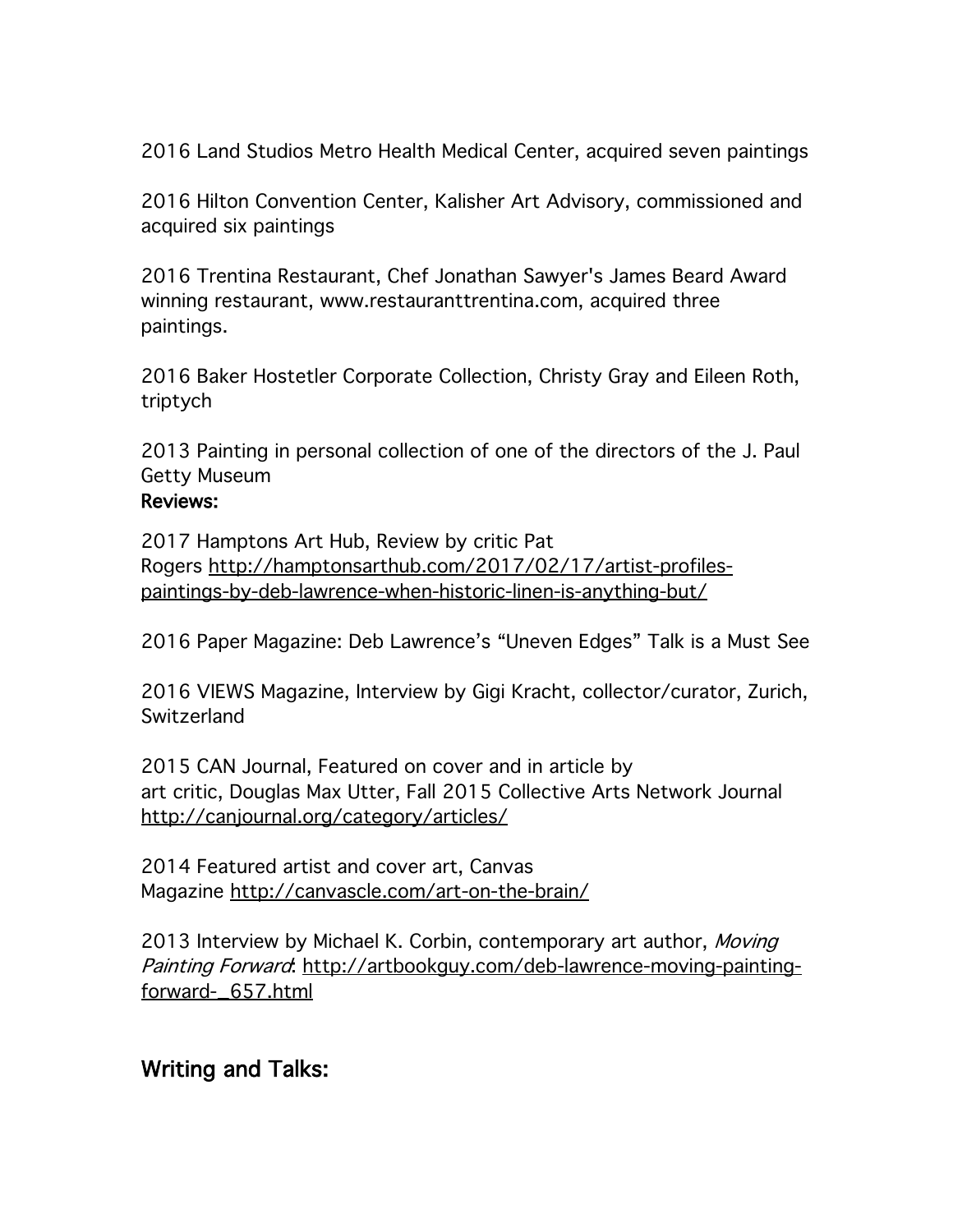2016 Land Studios Metro Health Medical Center, acquired seven paintings

2016 Hilton Convention Center, Kalisher Art Advisory, commissioned and acquired six paintings

2016 Trentina Restaurant, Chef Jonathan Sawyer's James Beard Award winning restaurant, www.restauranttrentina.com, acquired three paintings.

2016 Baker Hostetler Corporate Collection, Christy Gray and Eileen Roth, triptych

2013 Painting in personal collection of one of the directors of the J. Paul Getty Museum

**Reviews:**

2017 Hamptons Art Hub, Review by critic Pat Rogers http://hamptonsarthub.com/2017/02/17/artist-profiles-paintings-by-deb-lawrence-when-historic-linen-is-anything-but/

2016 Paper Magazine: Deb Lawrence's "Uneven Edges" Talk is a Must See

2016 VIEWS Magazine, Interview by Gigi Kracht, collector/curator, Zurich, Switzerland

2015 CAN Journal, Featured on cover and in article by art critic, Douglas Max Utter, Fall 2015 Collective Arts Network Journal http://canjournal.org/category/articles/

2014 Featured artist and cover art, Canvas Magazine http://canvascle.com/art-on-the-brain/

2013 Interview by Michael K. Corbin, contemporary art author, *Moving Painting Forward*: http://artbookguy.com/deb-lawrence-moving-painting-forward-_657.html

## Writing and Talks: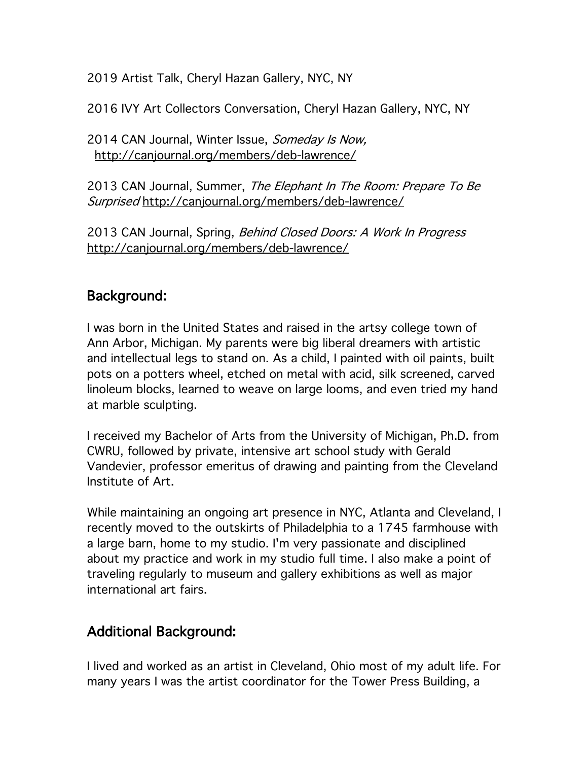2019 Artist Talk, Cheryl Hazan Gallery, NYC, NY

2016 IVY Art Collectors Conversation, Cheryl Hazan Gallery, NYC, NY

2014 CAN Journal, Winter Issue, *Someday Is Now,* http://canjournal.org/members/deb-lawrence/

2013 CAN Journal, Summer, *The Elephant In The Room: Prepare To Be Surprised* http://canjournal.org/members/deb-lawrence/

2013 CAN Journal, Spring, *Behind Closed Doors: A Work In Progress* http://canjournal.org/members/deb-lawrence/

## Background:

I was born in the United States and raised in the artsy college town of Ann Arbor, Michigan. My parents were big liberal dreamers with artistic and intellectual legs to stand on. As a child, I painted with oil paints, built pots on a potters wheel, etched on metal with acid, silk screened, carved linoleum blocks, learned to weave on large looms, and even tried my hand at marble sculpting.

I received my Bachelor of Arts from the University of Michigan, Ph.D. from CWRU, followed by private, intensive art school study with Gerald Vandevier, professor emeritus of drawing and painting from the Cleveland Institute of Art.

While maintaining an ongoing art presence in NYC, Atlanta and Cleveland, I recently moved to the outskirts of Philadelphia to a 1745 farmhouse with a large barn, home to my studio. I'm very passionate and disciplined about my practice and work in my studio full time. I also make a point of traveling regularly to museum and gallery exhibitions as well as major international art fairs.

## Additional Background:

I lived and worked as an artist in Cleveland, Ohio most of my adult life. For many years I was the artist coordinator for the Tower Press Building, a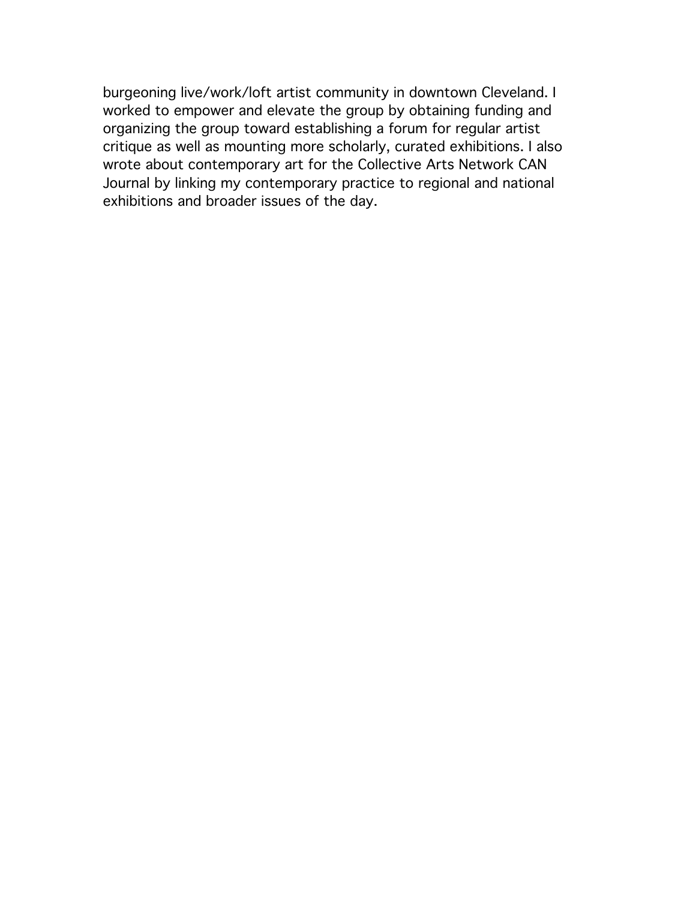burgeoning live/work/loft artist community in downtown Cleveland. I worked to empower and elevate the group by obtaining funding and organizing the group toward establishing a forum for regular artist critique as well as mounting more scholarly, curated exhibitions. I also wrote about contemporary art for the Collective Arts Network CAN Journal by linking my contemporary practice to regional and national exhibitions and broader issues of the day.